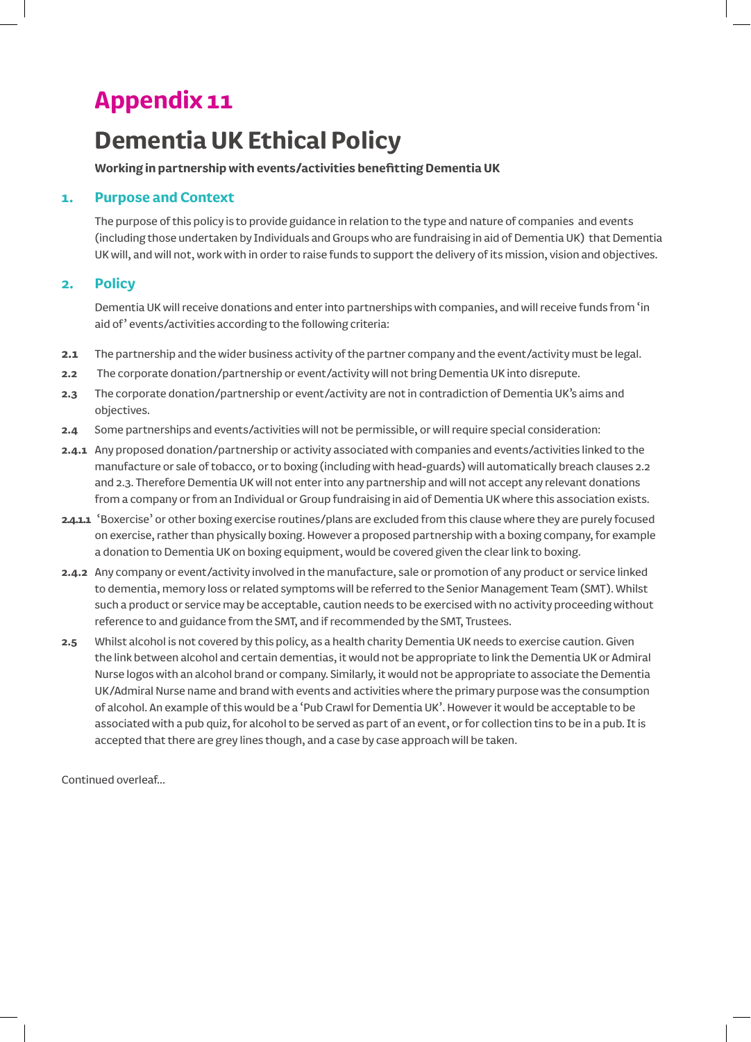# Appendix 11

## Dementia UK Ethical Policy

**Working in partnership with events/activities benefitting Dementia UK**

### 1. Purpose and Context

The purpose of this policy is to provide guidance in relation to the type and nature of companies and events (including those undertaken by Individuals and Groups who are fundraising in aid of Dementia UK) that Dementia UK will, and will not, work with in order to raise funds to support the delivery of its mission, vision and objectives.

### 2. Policy

Dementia UK will receive donations and enter into partnerships with companies, and will receive funds from 'in aid of' events/activities according to the following criteria:

**2.1** The partnership and the wider business activity of the partner company and the event/activity must be legal.

**2.2** The corporate donation/partnership or event/activity will not bring Dementia UK into disrepute.

**2.3** The corporate donation/partnership or event/activity are not in contradiction of Dementia UK's aims and objectives.

**2.4** Some partnerships and events/activities will not be permissible, or will require special consideration:

**2.4.1** Any proposed donation/partnership or activity associated with companies and events/activities linked to the manufacture or sale of tobacco, or to boxing (including with head-guards) will automatically breach clauses 2.2 and 2.3. Therefore Dementia UK will not enter into any partnership and will not accept any relevant donations from a company or from an Individual or Group fundraising in aid of Dementia UK where this association exists.

**2.4.1.1** 'Boxercise' or other boxing exercise routines/plans are excluded from this clause where they are purely focused on exercise, rather than physically boxing. However a proposed partnership with a boxing company, for example a donation to Dementia UK on boxing equipment, would be covered given the clear link to boxing.

**2.4.2** Any company or event/activity involved in the manufacture, sale or promotion of any product or service linked to dementia, memory loss or related symptoms will be referred to the Senior Management Team (SMT). Whilst such a product or service may be acceptable, caution needs to be exercised with no activity proceeding without reference to and guidance from the SMT, and if recommended by the SMT, Trustees.

**2.5** Whilst alcohol is not covered by this policy, as a health charity Dementia UK needs to exercise caution. Given the link between alcohol and certain dementias, it would not be appropriate to link the Dementia UK or Admiral Nurse logos with an alcohol brand or company. Similarly, it would not be appropriate to associate the Dementia UK/Admiral Nurse name and brand with events and activities where the primary purpose was the consumption of alcohol. An example of this would be a 'Pub Crawl for Dementia UK'. However it would be acceptable to be associated with a pub quiz, for alcohol to be served as part of an event, or for collection tins to be in a pub. It is accepted that there are grey lines though, and a case by case approach will be taken.

Continued overleaf...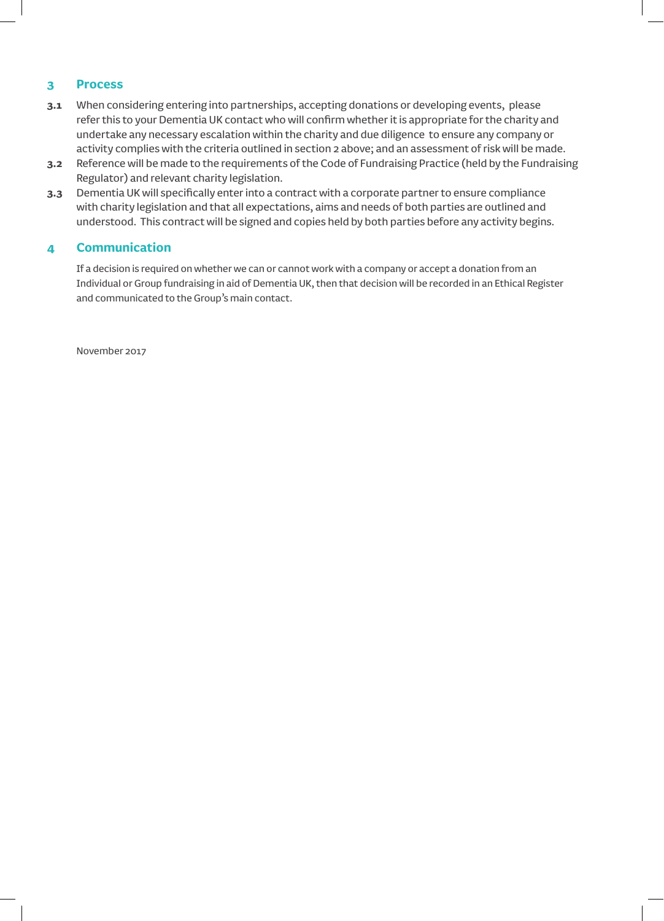## 3 Process

**3.1** When considering entering into partnerships, accepting donations or developing events, please refer this to your Dementia UK contact who will confirm whether it is appropriate for the charity and undertake any necessary escalation within the charity and due diligence to ensure any company or activity complies with the criteria outlined in section 2 above; and an assessment of risk will be made.

**3.2** Reference will be made to the requirements of the Code of Fundraising Practice (held by the Fundraising Regulator) and relevant charity legislation.

**3.3** Dementia UK will specifically enter into a contract with a corporate partner to ensure compliance with charity legislation and that all expectations, aims and needs of both parties are outlined and understood. This contract will be signed and copies held by both parties before any activity begins.

## 4 Communication

If a decision is required on whether we can or cannot work with a company or accept a donation from an Individual or Group fundraising in aid of Dementia UK, then that decision will be recorded in an Ethical Register and communicated to the Group's main contact.

November 2017